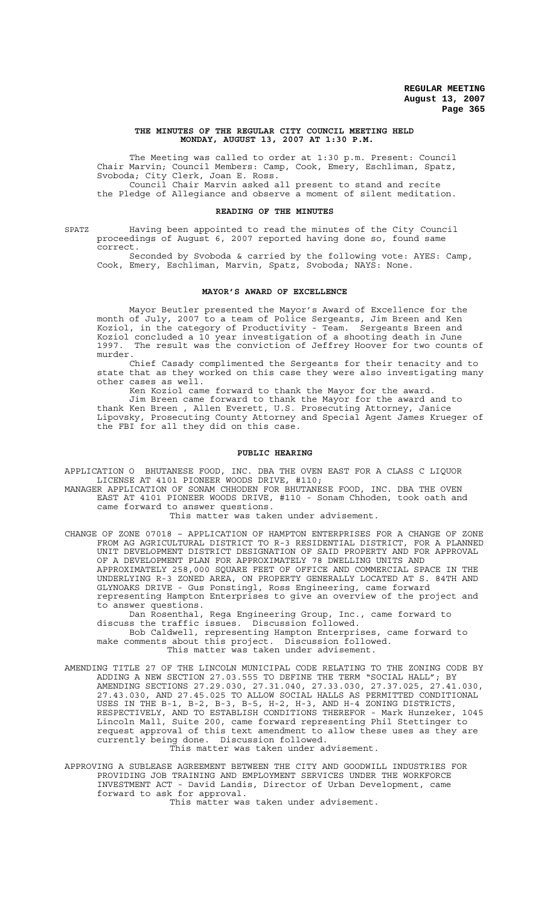# THE MINUTES OF THE REGULAR CITY COUNCIL MEETING HELD MONDAY, AUGUST 13, 2007 AT 1:30 P.M.

The Meeting was called to order at 1:30 p.m. Present: Council Chair Marvin; Council Members: Camp, Cook, Emery, Eschliman, Spatz, Svoboda; City Clerk, Joan E. Ross.

Council Chair Marvin asked all present to stand and recite the Pledge of Allegiance and observe a moment of silent meditation.

## READING OF THE MINUTES

SPATZ Having been appointed to read the minutes of the City Council proceedings of August 6, 2007 reported having done so, found same correct.

Seconded by Svoboda & carried by the following vote: AYES: Camp, Cook, Emery, Eschliman, Marvin, Spatz, Svoboda; NAYS: None.

## MAYOR'S AWARD OF EXCELLENCE

Mayor Beutler presented the Mayor's Award of Excellence for the month of July, 2007 to a team of Police Sergeants, Jim Breen and Ken Koziol, in the category of Productivity - Team. Sergeants Breen and Koziol concluded a 10 year investigation of a shooting death in June 1997. The result was the conviction of Jeffrey Hoover for two counts of murder.

Chief Casady complimented the Sergeants for their tenacity and to state that as they worked on this case they were also investigating many other cases as well.

Ken Koziol came forward to thank the Mayor for the award.

Jim Breen came forward to thank the Mayor for the award and to thank Ken Breen , Allen Everett, U.S. Prosecuting Attorney, Janice Lipovsky, Prosecuting County Attorney and Special Agent James Krueger of the FBI for all they did on this case.

## PUBLIC HEARING

APPLICATION O BHUTANESE FOOD, INC. DBA THE OVEN EAST FOR A CLASS C LIQUOR LICENSE AT 4101 PIONEER WOODS DRIVE, #110;

MANAGER APPLICATION OF SONAM CHHODEN FOR BHUTANESE FOOD, INC. DBA THE OVEN EAST AT 4101 PIONEER WOODS DRIVE, #110 - Sonam Chhoden, took oath and came forward to answer questions.

This matter was taken under advisement.

CHANGE OF ZONE 07018 – APPLICATION OF HAMPTON ENTERPRISES FOR A CHANGE OF ZONE FROM AG AGRICULTURAL DISTRICT TO R-3 RESIDENTIAL DISTRICT, FOR A PLANNED UNIT DEVELOPMENT DISTRICT DESIGNATION OF SAID PROPERTY AND FOR APPROVAL OF A DEVELOPMENT PLAN FOR APPROXIMATELY 78 DWELLING UNITS AND APPROXIMATELY 258,000 SQUARE FEET OF OFFICE AND COMMERCIAL SPACE IN THE UNDERLYING R-3 ZONED AREA, ON PROPERTY GENERALLY LOCATED AT S. 84TH AND GLYNOAKS DRIVE - Gus Ponstingl, Ross Engineering, came forward representing Hampton Enterprises to give an overview of the project and to answer questions.

Dan Rosenthal, Rega Engineering Group, Inc., came forward to discuss the traffic issues. Discussion followed.

Bob Caldwell, representing Hampton Enterprises, came forward to make comments about this project. Discussion followed.

This matter was taken under advisement.

AMENDING TITLE 27 OF THE LINCOLN MUNICIPAL CODE RELATING TO THE ZONING CODE BY ADDING A NEW SECTION 27.03.555 TO DEFINE THE TERM "SOCIAL HALL"; BY AMENDING SECTIONS 27.29.030, 27.31.040, 27.33.030, 27.37.025, 27.41.030, 27.43.030, AND 27.45.025 TO ALLOW SOCIAL HALLS AS PERMITTED CONDITIONAL USES IN THE B-1, B-2, B-3, B-5, H-2, H-3, AND H-4 ZONING DISTRICTS, RESPECTIVELY, AND TO ESTABLISH CONDITIONS THEREFOR - Mark Hunzeker, 1045 Lincoln Mall, Suite 200, came forward representing Phil Stettinger to request approval of this text amendment to allow these uses as they are currently being done. Discussion followed.

This matter was taken under advisement.

APPROVING A SUBLEASE AGREEMENT BETWEEN THE CITY AND GOODWILL INDUSTRIES FOR PROVIDING JOB TRAINING AND EMPLOYMENT SERVICES UNDER THE WORKFORCE INVESTMENT ACT - David Landis, Director of Urban Development, came forward to ask for approval.

This matter was taken under advisement.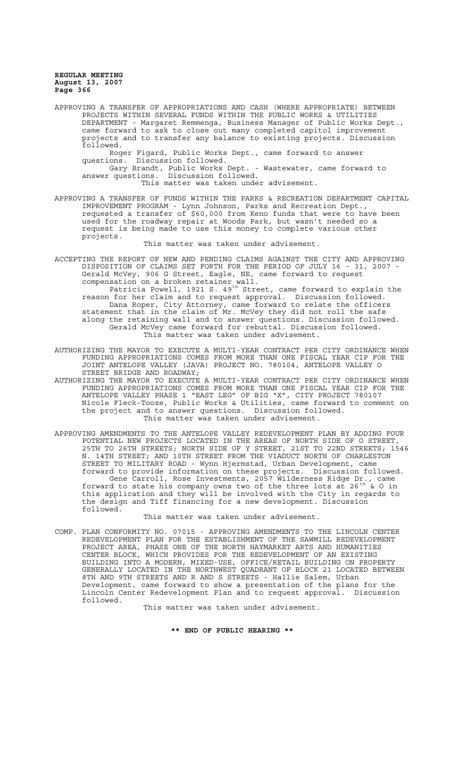APPROVING A TRANSFER OF APPROPRIATIONS AND CASH (WHERE APPROPRIATE) BETWEEN PROJECTS WITHIN SEVERAL FUNDS WITHIN THE PUBLIC WORKS & UTILITIES DEPARTMENT - Margaret Remmenga, Business Manager of Public Works Dept., came forward to ask to close out many completed capitol improvement projects and to transfer any balance to existing projects. Discussion followed.

Roger Figard, Public Works Dept., came forward to answer questions. Discussion followed.

Gary Brandt, Public Works Dept. - Wastewater, came forward to answer questions. Discussion followed.

This matter was taken under advisement.

APPROVING A TRANSFER OF FUNDS WITHIN THE PARKS & RECREATION DEPARTMENT CAPITAL IMPROVEMENT PROGRAM - Lynn Johnson, Parks and Recreation Dept., requested a transfer of $60,000 from Keno funds that were to have been used for the roadway repair at Woods Park, but wasn't needed so a request is being made to use this money to complete various other projects.

This matter was taken under advisement.

ACCEPTING THE REPORT OF NEW AND PENDING CLAIMS AGAINST THE CITY AND APPROVING DISPOSITION OF CLAIMS SET FORTH FOR THE PERIOD OF JULY 16 - 31, 2007 - Gerald McVey, 906 G Street, Eagle, NE, came forward to request compensation on a broken retainer wall.

Patricia Powell, 1921 S. 49th Street, came forward to explain the reason for her claim and to request approval. Discussion followed.

Dana Roper, City Attorney, came forward to relate the officers statement that in the claim of Mr. McVey they did not roll the safe along the retaining wall and to answer questions. Discussion followed.

Gerald McVey came forward for rebuttal. Discussion followed.

This matter was taken under advisement.

AUTHORIZING THE MAYOR TO EXECUTE A MULTI-YEAR CONTRACT PER CITY ORDINANCE WHEN FUNDING APPROPRIATIONS COMES FROM MORE THAN ONE FISCAL YEAR CIP FOR THE JOINT ANTELOPE VALLEY (JAVA) PROJECT NO. 780104, ANTELOPE VALLEY O STREET BRIDGE AND ROADWAY;

AUTHORIZING THE MAYOR TO EXECUTE A MULTI-YEAR CONTRACT PER CITY ORDINANCE WHEN FUNDING APPROPRIATIONS COMES FROM MORE THAN ONE FISCAL YEAR CIP FOR THE ANTELOPE VALLEY PHASE 1 "EAST LEG" OF BIG "X", CITY PROJECT 780107 Nicole Fleck-Tooze, Public Works & Utilities, came forward to comment on the project and to answer questions. Discussion followed.

This matter was taken under advisement.

APPROVING AMENDMENTS TO THE ANTELOPE VALLEY REDEVELOPMENT PLAN BY ADDING FOUR POTENTIAL NEW PROJECTS LOCATED IN THE AREAS OF NORTH SIDE OF O STREET, 25TH TO 26TH STREETS; NORTH SIDE OF Y STREET, 21ST TO 22ND STREETS; 1546 N. 14TH STREET; AND 10TH STREET FROM THE VIADUCT NORTH OF CHARLESTON STREET TO MILITARY ROAD - Wynn Hjermstad, Urban Development, came forward to provide information on these projects. Discussion followed.

Gene Carroll, Rose Investments, 2057 Wilderness Ridge Dr., came forward to state his company owns two of the three lots at 26th & O in this application and they will be involved with the City in regards to the design and Tiff financing for a new development. Discussion followed.

This matter was taken under advisement.

COMP. PLAN CONFORMITY NO. 07015 - APPROVING AMENDMENTS TO THE LINCOLN CENTER REDEVELOPMENT PLAN FOR THE ESTABLISHMENT OF THE SAWMILL REDEVELOPMENT PROJECT AREA, PHASE ONE OF THE NORTH HAYMARKET ARTS AND HUMANITIES CENTER BLOCK, WHICH PROVIDES FOR THE REDEVELOPMENT OF AN EXISTING BUILDING INTO A MODERN, MIXED-USE, OFFICE/RETAIL BUILDING ON PROPERTY GENERALLY LOCATED IN THE NORTHWEST QUADRANT OF BLOCK 21 LOCATED BETWEEN 8TH AND 9TH STREETS AND R AND S STREETS - Hallie Salem, Urban Development, came forward to show a presentation of the plans for the Lincoln Center Redevelopment Plan and to request approval. Discussion followed.

This matter was taken under advisement.

**\*\* END OF PUBLIC HEARING \*\***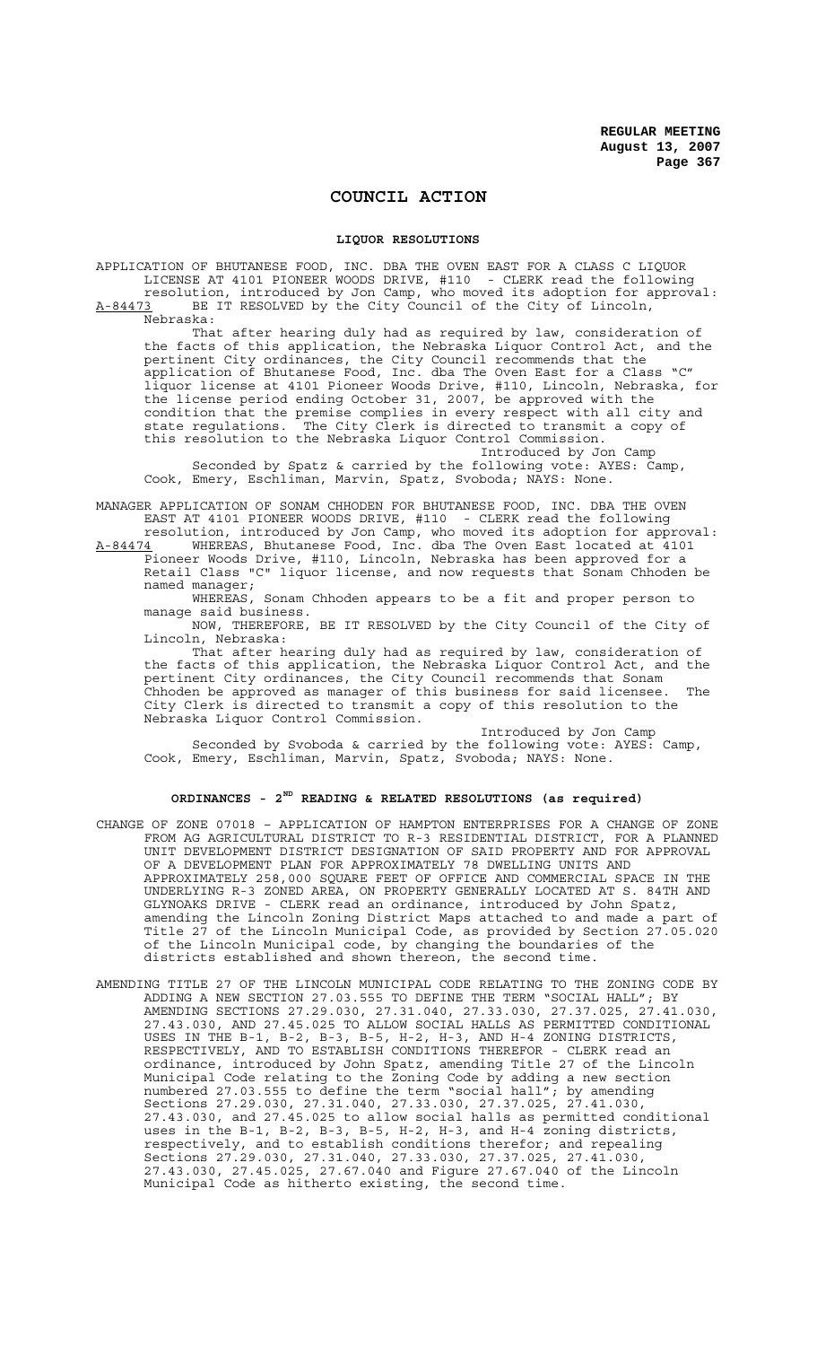# COUNCIL ACTION

## LIQUOR RESOLUTIONS

APPLICATION OF BHUTANESE FOOD, INC. DBA THE OVEN EAST FOR A CLASS C LIQUOR LICENSE AT 4101 PIONEER WOODS DRIVE, #110 - CLERK read the following resolution, introduced by Jon Camp, who moved its adoption for approval:

A-84473 BE IT RESOLVED by the City Council of the City of Lincoln, Nebraska:

That after hearing duly had as required by law, consideration of the facts of this application, the Nebraska Liquor Control Act, and the pertinent City ordinances, the City Council recommends that the application of Bhutanese Food, Inc. dba The Oven East for a Class "C" liquor license at 4101 Pioneer Woods Drive, #110, Lincoln, Nebraska, for the license period ending October 31, 2007, be approved with the condition that the premise complies in every respect with all city and state regulations. The City Clerk is directed to transmit a copy of this resolution to the Nebraska Liquor Control Commission.

Introduced by Jon Camp

Seconded by Spatz & carried by the following vote: AYES: Camp, Cook, Emery, Eschliman, Marvin, Spatz, Svoboda; NAYS: None.

MANAGER APPLICATION OF SONAM CHHODEN FOR BHUTANESE FOOD, INC. DBA THE OVEN EAST AT 4101 PIONEER WOODS DRIVE, #110 - CLERK read the following resolution, introduced by Jon Camp, who moved its adoption for approval:

A-84474 WHEREAS, Bhutanese Food, Inc. dba The Oven East located at 4101 Pioneer Woods Drive, #110, Lincoln, Nebraska has been approved for a Retail Class "C" liquor license, and now requests that Sonam Chhoden be named manager;

WHEREAS, Sonam Chhoden appears to be a fit and proper person to manage said business.

NOW, THEREFORE, BE IT RESOLVED by the City Council of the City of Lincoln, Nebraska:

That after hearing duly had as required by law, consideration of the facts of this application, the Nebraska Liquor Control Act, and the pertinent City ordinances, the City Council recommends that Sonam Chhoden be approved as manager of this business for said licensee. The City Clerk is directed to transmit a copy of this resolution to the Nebraska Liquor Control Commission.

Introduced by Jon Camp

Seconded by Svoboda & carried by the following vote: AYES: Camp, Cook, Emery, Eschliman, Marvin, Spatz, Svoboda; NAYS: None.

## ORDINANCES - 2ND READING & RELATED RESOLUTIONS (as required)

CHANGE OF ZONE 07018 – APPLICATION OF HAMPTON ENTERPRISES FOR A CHANGE OF ZONE FROM AG AGRICULTURAL DISTRICT TO R-3 RESIDENTIAL DISTRICT, FOR A PLANNED UNIT DEVELOPMENT DISTRICT DESIGNATION OF SAID PROPERTY AND FOR APPROVAL OF A DEVELOPMENT PLAN FOR APPROXIMATELY 78 DWELLING UNITS AND APPROXIMATELY 258,000 SQUARE FEET OF OFFICE AND COMMERCIAL SPACE IN THE UNDERLYING R-3 ZONED AREA, ON PROPERTY GENERALLY LOCATED AT S. 84TH AND GLYNOAKS DRIVE - CLERK read an ordinance, introduced by John Spatz, amending the Lincoln Zoning District Maps attached to and made a part of Title 27 of the Lincoln Municipal Code, as provided by Section 27.05.020 of the Lincoln Municipal code, by changing the boundaries of the districts established and shown thereon, the second time.

AMENDING TITLE 27 OF THE LINCOLN MUNICIPAL CODE RELATING TO THE ZONING CODE BY ADDING A NEW SECTION 27.03.555 TO DEFINE THE TERM "SOCIAL HALL"; BY AMENDING SECTIONS 27.29.030, 27.31.040, 27.33.030, 27.37.025, 27.41.030, 27.43.030, AND 27.45.025 TO ALLOW SOCIAL HALLS AS PERMITTED CONDITIONAL USES IN THE B-1, B-2, B-3, B-5, H-2, H-3, AND H-4 ZONING DISTRICTS, RESPECTIVELY, AND TO ESTABLISH CONDITIONS THEREFOR - CLERK read an ordinance, introduced by John Spatz, amending Title 27 of the Lincoln Municipal Code relating to the Zoning Code by adding a new section numbered 27.03.555 to define the term "social hall"; by amending Sections 27.29.030, 27.31.040, 27.33.030, 27.37.025, 27.41.030, 27.43.030, and 27.45.025 to allow social halls as permitted conditional uses in the B-1, B-2, B-3, B-5, H-2, H-3, and H-4 zoning districts, respectively, and to establish conditions therefor; and repealing Sections 27.29.030, 27.31.040, 27.33.030, 27.37.025, 27.41.030, 27.43.030, 27.45.025, 27.67.040 and Figure 27.67.040 of the Lincoln Municipal Code as hitherto existing, the second time.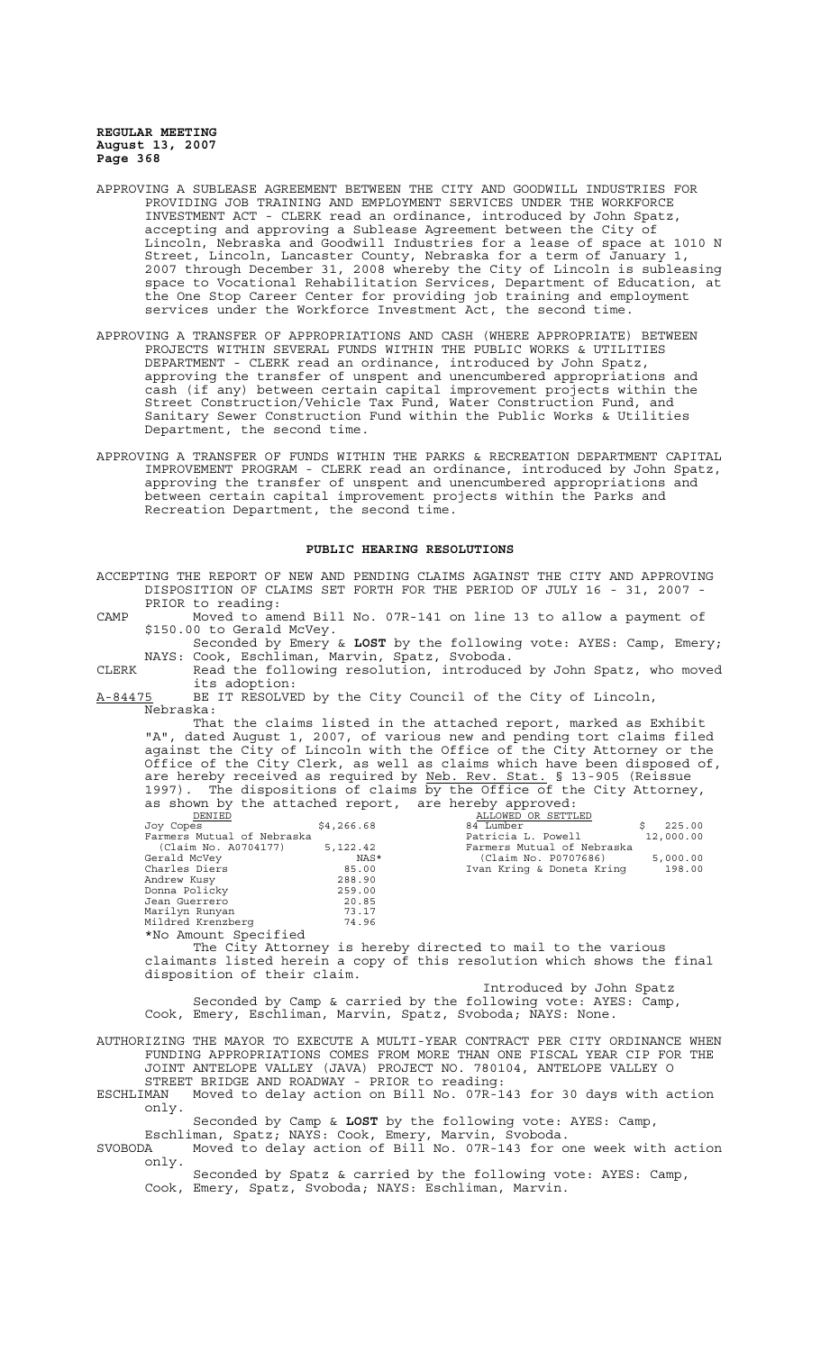APPROVING A SUBLEASE AGREEMENT BETWEEN THE CITY AND GOODWILL INDUSTRIES FOR PROVIDING JOB TRAINING AND EMPLOYMENT SERVICES UNDER THE WORKFORCE INVESTMENT ACT - CLERK read an ordinance, introduced by John Spatz, accepting and approving a Sublease Agreement between the City of Lincoln, Nebraska and Goodwill Industries for a lease of space at 1010 N Street, Lincoln, Lancaster County, Nebraska for a term of January 1, 2007 through December 31, 2008 whereby the City of Lincoln is subleasing space to Vocational Rehabilitation Services, Department of Education, at the One Stop Career Center for providing job training and employment services under the Workforce Investment Act, the second time.

APPROVING A TRANSFER OF APPROPRIATIONS AND CASH (WHERE APPROPRIATE) BETWEEN PROJECTS WITHIN SEVERAL FUNDS WITHIN THE PUBLIC WORKS & UTILITIES DEPARTMENT - CLERK read an ordinance, introduced by John Spatz, approving the transfer of unspent and unencumbered appropriations and cash (if any) between certain capital improvement projects within the Street Construction/Vehicle Tax Fund, Water Construction Fund, and Sanitary Sewer Construction Fund within the Public Works & Utilities Department, the second time.

APPROVING A TRANSFER OF FUNDS WITHIN THE PARKS & RECREATION DEPARTMENT CAPITAL IMPROVEMENT PROGRAM - CLERK read an ordinance, introduced by John Spatz, approving the transfer of unspent and unencumbered appropriations and between certain capital improvement projects within the Parks and Recreation Department, the second time.

## PUBLIC HEARING RESOLUTIONS

ACCEPTING THE REPORT OF NEW AND PENDING CLAIMS AGAINST THE CITY AND APPROVING DISPOSITION OF CLAIMS SET FORTH FOR THE PERIOD OF JULY 16 - 31, 2007 - PRIOR to reading:

CAMP Moved to amend Bill No. 07R-141 on line 13 to allow a payment of $150.00 to Gerald McVey.

Seconded by Emery & **LOST** by the following vote: AYES: Camp, Emery; NAYS: Cook, Eschliman, Marvin, Spatz, Svoboda.

CLERK Read the following resolution, introduced by John Spatz, who moved its adoption:

A-84475 BE IT RESOLVED by the City Council of the City of Lincoln, Nebraska:

That the claims listed in the attached report, marked as Exhibit "A", dated August 1, 2007, of various new and pending tort claims filed against the City of Lincoln with the Office of the City Attorney or the Office of the City Clerk, as well as claims which have been disposed of, are hereby received as required by Neb. Rev. Stat. § 13-905 (Reissue 1997). The dispositions of claims by the Office of the City Attorney, as shown by the attached report, are hereby approved:

| DENIED | | ALLOWED OR SETTLED | |
|---|---|---|---|
| Joy Copes | $4,266.68 | 84 Lumber | $ 225.00 |
| Farmers Mutual of Nebraska | | Patricia L. Powell | 12,000.00 |
| (Claim No. A0704177) | 5,122.42 | Farmers Mutual of Nebraska | |
| Gerald McVey | NAS* | (Claim No. P0707686) | 5,000.00 |
| Charles Diers | 85.00 | Ivan Kring & Doneta Kring | 198.00 |
| Andrew Kusy | 288.90 | | |
| Donna Policky | 259.00 | | |
| Jean Guerrero | 20.85 | | |
| Marilyn Runyan | 73.17 | | |
| Mildred Krenzberg | 74.96 | | |

*No Amount Specified

The City Attorney is hereby directed to mail to the various claimants listed herein a copy of this resolution which shows the final disposition of their claim.

Introduced by John Spatz

Seconded by Camp & carried by the following vote: AYES: Camp, Cook, Emery, Eschliman, Marvin, Spatz, Svoboda; NAYS: None.

AUTHORIZING THE MAYOR TO EXECUTE A MULTI-YEAR CONTRACT PER CITY ORDINANCE WHEN FUNDING APPROPRIATIONS COMES FROM MORE THAN ONE FISCAL YEAR CIP FOR THE JOINT ANTELOPE VALLEY (JAVA) PROJECT NO. 780104, ANTELOPE VALLEY O STREET BRIDGE AND ROADWAY - PRIOR to reading:

ESCHLIMAN Moved to delay action on Bill No. 07R-143 for 30 days with action only.

Seconded by Camp & **LOST** by the following vote: AYES: Camp, Eschliman, Spatz; NAYS: Cook, Emery, Marvin, Svoboda.

SVOBODA Moved to delay action of Bill No. 07R-143 for one week with action only.

Seconded by Spatz & carried by the following vote: AYES: Camp, Cook, Emery, Spatz, Svoboda; NAYS: Eschliman, Marvin.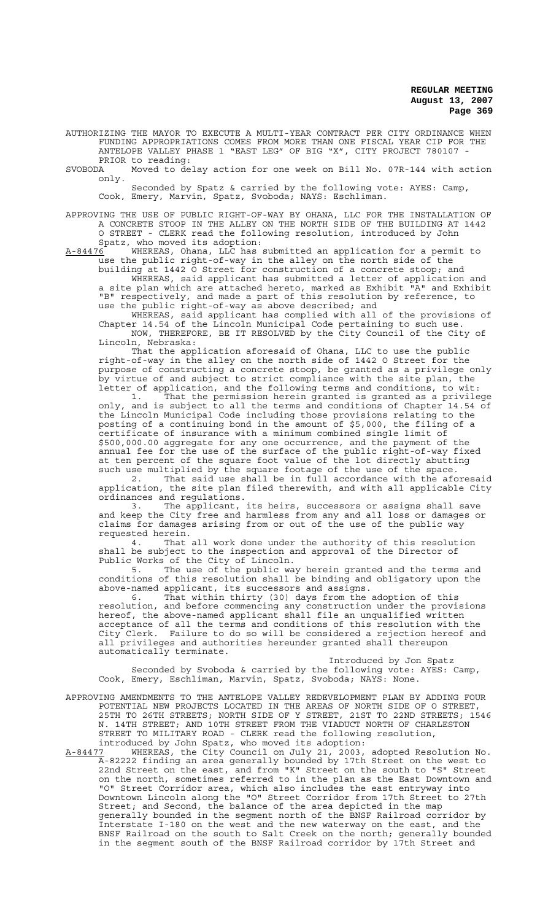AUTHORIZING THE MAYOR TO EXECUTE A MULTI-YEAR CONTRACT PER CITY ORDINANCE WHEN FUNDING APPROPRIATIONS COMES FROM MORE THAN ONE FISCAL YEAR CIP FOR THE ANTELOPE VALLEY PHASE 1 "EAST LEG" OF BIG "X", CITY PROJECT 780107 - PRIOR to reading:

SVOBODA Moved to delay action for one week on Bill No. 07R-144 with action only.

Seconded by Spatz & carried by the following vote: AYES: Camp, Cook, Emery, Marvin, Spatz, Svoboda; NAYS: Eschliman.

APPROVING THE USE OF PUBLIC RIGHT-OF-WAY BY OHANA, LLC FOR THE INSTALLATION OF A CONCRETE STOOP IN THE ALLEY ON THE NORTH SIDE OF THE BUILDING AT 1442 O STREET - CLERK read the following resolution, introduced by John Spatz, who moved its adoption:

A-84476 WHEREAS, Ohana, LLC has submitted an application for a permit to use the public right-of-way in the alley on the north side of the building at 1442 O Street for construction of a concrete stoop; and

WHEREAS, said applicant has submitted a letter of application and a site plan which are attached hereto, marked as Exhibit "A" and Exhibit "B" respectively, and made a part of this resolution by reference, to use the public right-of-way as above described; and

WHEREAS, said applicant has complied with all of the provisions of Chapter 14.54 of the Lincoln Municipal Code pertaining to such use.

NOW, THEREFORE, BE IT RESOLVED by the City Council of the City of Lincoln, Nebraska:

That the application aforesaid of Ohana, LLC to use the public right-of-way in the alley on the north side of 1442 O Street for the purpose of constructing a concrete stoop, be granted as a privilege only by virtue of and subject to strict compliance with the site plan, the letter of application, and the following terms and conditions, to wit:

1. That the permission herein granted is granted as a privilege only, and is subject to all the terms and conditions of Chapter 14.54 of the Lincoln Municipal Code including those provisions relating to the posting of a continuing bond in the amount of $5,000, the filing of a certificate of insurance with a minimum combined single limit of $500,000.00 aggregate for any one occurrence, and the payment of the annual fee for the use of the surface of the public right-of-way fixed at ten percent of the square foot value of the lot directly abutting such use multiplied by the square footage of the use of the space.

2. That said use shall be in full accordance with the aforesaid application, the site plan filed therewith, and with all applicable City ordinances and regulations.

3. The applicant, its heirs, successors or assigns shall save and keep the City free and harmless from any and all loss or damages or claims for damages arising from or out of the use of the public way requested herein.

4. That all work done under the authority of this resolution shall be subject to the inspection and approval of the Director of Public Works of the City of Lincoln.

5. The use of the public way herein granted and the terms and conditions of this resolution shall be binding and obligatory upon the above-named applicant, its successors and assigns.

6. That within thirty (30) days from the adoption of this resolution, and before commencing any construction under the provisions hereof, the above-named applicant shall file an unqualified written acceptance of all the terms and conditions of this resolution with the City Clerk. Failure to do so will be considered a rejection hereof and all privileges and authorities hereunder granted shall thereupon automatically terminate.

Introduced by Jon Spatz

Seconded by Svoboda & carried by the following vote: AYES: Camp, Cook, Emery, Eschliman, Marvin, Spatz, Svoboda; NAYS: None.

APPROVING AMENDMENTS TO THE ANTELOPE VALLEY REDEVELOPMENT PLAN BY ADDING FOUR POTENTIAL NEW PROJECTS LOCATED IN THE AREAS OF NORTH SIDE OF O STREET, 25TH TO 26TH STREETS; NORTH SIDE OF Y STREET, 21ST TO 22ND STREETS; 1546 N. 14TH STREET; AND 10TH STREET FROM THE VIADUCT NORTH OF CHARLESTON STREET TO MILITARY ROAD - CLERK read the following resolution, introduced by John Spatz, who moved its adoption:

A-84477 WHEREAS, the City Council on July 21, 2003, adopted Resolution No. A-82222 finding an area generally bounded by 17th Street on the west to 22nd Street on the east, and from "K" Street on the south to "S" Street on the north, sometimes referred to in the plan as the East Downtown and "O" Street Corridor area, which also includes the east entryway into Downtown Lincoln along the "O" Street Corridor from 17th Street to 27th Street; and Second, the balance of the area depicted in the map generally bounded in the segment north of the BNSF Railroad corridor by Interstate I-180 on the west and the new waterway on the east, and the BNSF Railroad on the south to Salt Creek on the north; generally bounded in the segment south of the BNSF Railroad corridor by 17th Street and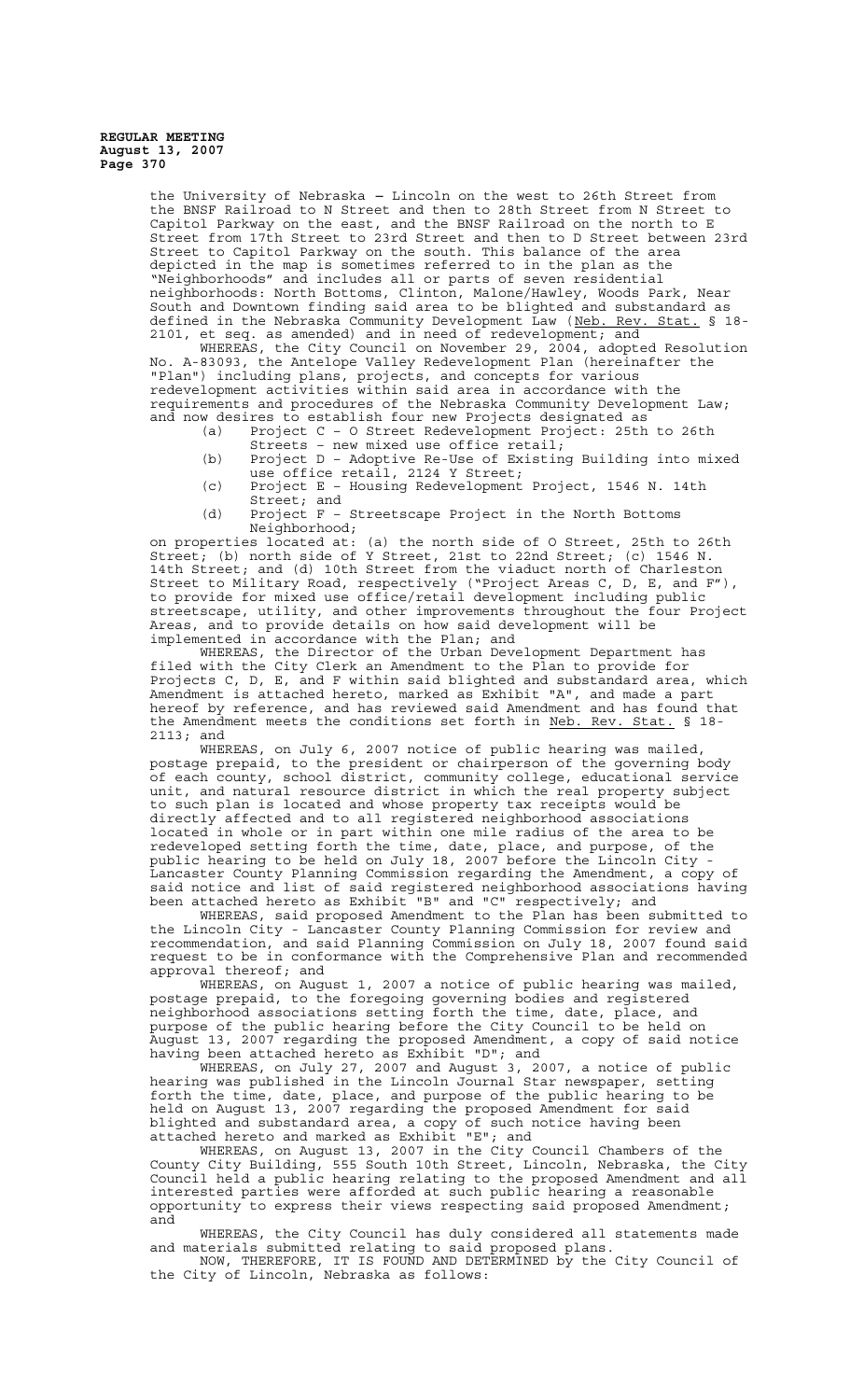the University of Nebraska – Lincoln on the west to 26th Street from the BNSF Railroad to N Street and then to 28th Street from N Street to Capitol Parkway on the east, and the BNSF Railroad on the north to E Street from 17th Street to 23rd Street and then to D Street between 23rd Street to Capitol Parkway on the south. This balance of the area depicted in the map is sometimes referred to in the plan as the "Neighborhoods" and includes all or parts of seven residential neighborhoods: North Bottoms, Clinton, Malone/Hawley, Woods Park, Near South and Downtown finding said area to be blighted and substandard as defined in the Nebraska Community Development Law (Neb. Rev. Stat. § 18-2101, et seq. as amended) and in need of redevelopment; and

WHEREAS, the City Council on November 29, 2004, adopted Resolution No. A-83093, the Antelope Valley Redevelopment Plan (hereinafter the "Plan") including plans, projects, and concepts for various redevelopment activities within said area in accordance with the requirements and procedures of the Nebraska Community Development Law; and now desires to establish four new Projects designated as

(a) Project C – O Street Redevelopment Project: 25th to 26th Streets – new mixed use office retail;
(b) Project D – Adoptive Re-Use of Existing Building into mixed use office retail, 2124 Y Street;
(c) Project E – Housing Redevelopment Project, 1546 N. 14th Street; and
(d) Project F – Streetscape Project in the North Bottoms Neighborhood;

on properties located at: (a) the north side of O Street, 25th to 26th Street; (b) north side of Y Street, 21st to 22nd Street; (c) 1546 N. 14th Street; and (d) 10th Street from the viaduct north of Charleston Street to Military Road, respectively ("Project Areas C, D, E, and F"), to provide for mixed use office/retail development including public streetscape, utility, and other improvements throughout the four Project Areas, and to provide details on how said development will be implemented in accordance with the Plan; and

WHEREAS, the Director of the Urban Development Department has filed with the City Clerk an Amendment to the Plan to provide for Projects C, D, E, and F within said blighted and substandard area, which Amendment is attached hereto, marked as Exhibit "A", and made a part hereof by reference, and has reviewed said Amendment and has found that the Amendment meets the conditions set forth in Neb. Rev. Stat. § 18-2113; and

WHEREAS, on July 6, 2007 notice of public hearing was mailed, postage prepaid, to the president or chairperson of the governing body of each county, school district, community college, educational service unit, and natural resource district in which the real property subject to such plan is located and whose property tax receipts would be directly affected and to all registered neighborhood associations located in whole or in part within one mile radius of the area to be redeveloped setting forth the time, date, place, and purpose, of the public hearing to be held on July 18, 2007 before the Lincoln City - Lancaster County Planning Commission regarding the Amendment, a copy of said notice and list of said registered neighborhood associations having been attached hereto as Exhibit "B" and "C" respectively; and

WHEREAS, said proposed Amendment to the Plan has been submitted to the Lincoln City - Lancaster County Planning Commission for review and recommendation, and said Planning Commission on July 18, 2007 found said request to be in conformance with the Comprehensive Plan and recommended approval thereof; and

WHEREAS, on August 1, 2007 a notice of public hearing was mailed, postage prepaid, to the foregoing governing bodies and registered neighborhood associations setting forth the time, date, place, and purpose of the public hearing before the City Council to be held on August 13, 2007 regarding the proposed Amendment, a copy of said notice having been attached hereto as Exhibit "D"; and

WHEREAS, on July 27, 2007 and August 3, 2007, a notice of public hearing was published in the Lincoln Journal Star newspaper, setting forth the time, date, place, and purpose of the public hearing to be held on August 13, 2007 regarding the proposed Amendment for said blighted and substandard area, a copy of such notice having been attached hereto and marked as Exhibit "E"; and

WHEREAS, on August 13, 2007 in the City Council Chambers of the County City Building, 555 South 10th Street, Lincoln, Nebraska, the City Council held a public hearing relating to the proposed Amendment and all interested parties were afforded at such public hearing a reasonable opportunity to express their views respecting said proposed Amendment; and

WHEREAS, the City Council has duly considered all statements made and materials submitted relating to said proposed plans.

NOW, THEREFORE, IT IS FOUND AND DETERMINED by the City Council of the City of Lincoln, Nebraska as follows: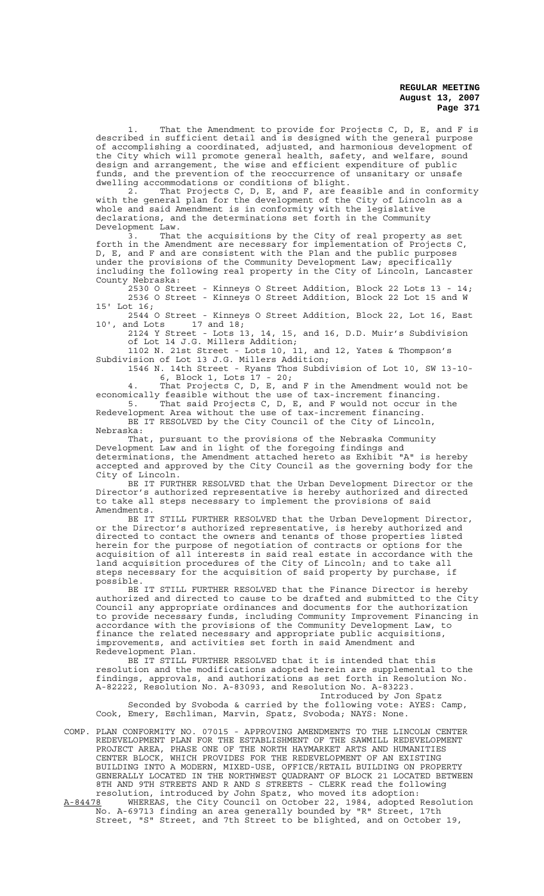1. That the Amendment to provide for Projects C, D, E, and F is described in sufficient detail and is designed with the general purpose of accomplishing a coordinated, adjusted, and harmonious development of the City which will promote general health, safety, and welfare, sound design and arrangement, the wise and efficient expenditure of public funds, and the prevention of the reoccurrence of unsanitary or unsafe dwelling accommodations or conditions of blight.

2. That Projects C, D, E, and F, are feasible and in conformity with the general plan for the development of the City of Lincoln as a whole and said Amendment is in conformity with the legislative declarations, and the determinations set forth in the Community Development Law.

3. That the acquisitions by the City of real property as set forth in the Amendment are necessary for implementation of Projects C, D, E, and F and are consistent with the Plan and the public purposes under the provisions of the Community Development Law; specifically including the following real property in the City of Lincoln, Lancaster County Nebraska:

2530 O Street - Kinneys O Street Addition, Block 22 Lots 13 - 14;

2536 O Street - Kinneys O Street Addition, Block 22 Lot 15 and W 15' Lot 16;

2544 O Street - Kinneys O Street Addition, Block 22, Lot 16, East 10', and Lots 17 and 18;

2124 Y Street - Lots 13, 14, 15, and 16, D.D. Muir's Subdivision of Lot 14 J.G. Millers Addition;

1102 N. 21st Street - Lots 10, 11, and 12, Yates & Thompson's Subdivision of Lot 13 J.G. Millers Addition;

1546 N. 14th Street - Ryans Thos Subdivision of Lot 10, SW 13-10-6, Block 1, Lots 17 - 20;

4. That Projects C, D, E, and F in the Amendment would not be economically feasible without the use of tax-increment financing.

5. That said Projects C, D, E, and F would not occur in the Redevelopment Area without the use of tax-increment financing.

BE IT RESOLVED by the City Council of the City of Lincoln, Nebraska:

That, pursuant to the provisions of the Nebraska Community Development Law and in light of the foregoing findings and determinations, the Amendment attached hereto as Exhibit "A" is hereby accepted and approved by the City Council as the governing body for the City of Lincoln.

BE IT FURTHER RESOLVED that the Urban Development Director or the Director's authorized representative is hereby authorized and directed to take all steps necessary to implement the provisions of said Amendments.

BE IT STILL FURTHER RESOLVED that the Urban Development Director, or the Director's authorized representative, is hereby authorized and directed to contact the owners and tenants of those properties listed herein for the purpose of negotiation of contracts or options for the acquisition of all interests in said real estate in accordance with the land acquisition procedures of the City of Lincoln; and to take all steps necessary for the acquisition of said property by purchase, if possible.

BE IT STILL FURTHER RESOLVED that the Finance Director is hereby authorized and directed to cause to be drafted and submitted to the City Council any appropriate ordinances and documents for the authorization to provide necessary funds, including Community Improvement Financing in accordance with the provisions of the Community Development Law, to finance the related necessary and appropriate public acquisitions, improvements, and activities set forth in said Amendment and Redevelopment Plan.

BE IT STILL FURTHER RESOLVED that it is intended that this resolution and the modifications adopted herein are supplemental to the findings, approvals, and authorizations as set forth in Resolution No. A-82222, Resolution No. A-83093, and Resolution No. A-83223.

Introduced by Jon Spatz

Seconded by Svoboda & carried by the following vote: AYES: Camp, Cook, Emery, Eschliman, Marvin, Spatz, Svoboda; NAYS: None.

COMP. PLAN CONFORMITY NO. 07015 - APPROVING AMENDMENTS TO THE LINCOLN CENTER REDEVELOPMENT PLAN FOR THE ESTABLISHMENT OF THE SAWMILL REDEVELOPMENT PROJECT AREA, PHASE ONE OF THE NORTH HAYMARKET ARTS AND HUMANITIES CENTER BLOCK, WHICH PROVIDES FOR THE REDEVELOPMENT OF AN EXISTING BUILDING INTO A MODERN, MIXED-USE, OFFICE/RETAIL BUILDING ON PROPERTY GENERALLY LOCATED IN THE NORTHWEST QUADRANT OF BLOCK 21 LOCATED BETWEEN 8TH AND 9TH STREETS AND R AND S STREETS - CLERK read the following resolution, introduced by John Spatz, who moved its adoption:

A-84478 WHEREAS, the City Council on October 22, 1984, adopted Resolution No. A-69713 finding an area generally bounded by "R" Street, 17th Street, "S" Street, and 7th Street to be blighted, and on October 19,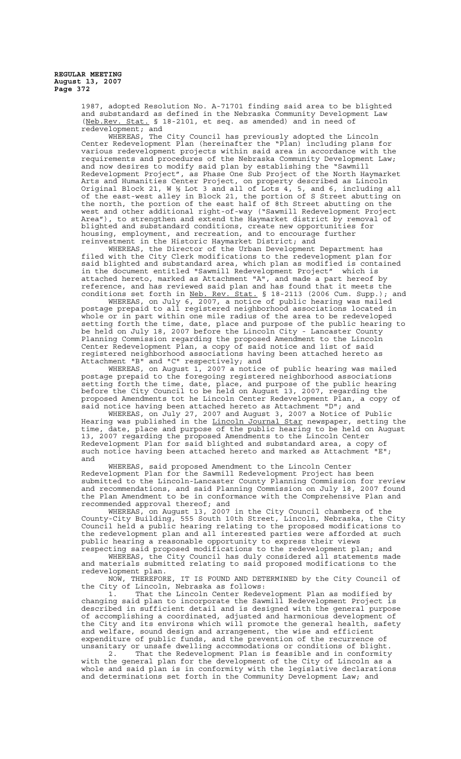1987, adopted Resolution No. A-71701 finding said area to be blighted and substandard as defined in the Nebraska Community Development Law (Neb.Rev. Stat. § 18-2101, et seq. as amended) and in need of redevelopment; and

WHEREAS, The City Council has previously adopted the Lincoln Center Redevelopment Plan (hereinafter the "Plan) including plans for various redevelopment projects within said area in accordance with the requirements and procedures of the Nebraska Community Development Law; and now desires to modify said plan by establishing the "Sawmill Redevelopment Project", as Phase One Sub Project of the North Haymarket Arts and Humanities Center Project, on property described as Lincoln Original Block 21, W ½ Lot 3 and all of Lots 4, 5, and 6, including all of the east-west alley in Block 21, the portion of S Street abutting on the north, the portion of the east half of 8th Street abutting on the west and other additional right-of-way ("Sawmill Redevelopment Project Area"), to strengthen and extend the Haymarket district by removal of blighted and substandard conditions, create new opportunities for housing, employment, and recreation, and to encourage further reinvestment in the Historic Haymarket District; and

WHEREAS, the Director of the Urban Development Department has filed with the City Clerk modifications to the redevelopment plan for said blighted and substandard area, which plan as modified is contained in the document entitled "Sawmill Redevelopment Project" which is attached hereto, marked as Attachment "A", and made a part hereof by reference, and has reviewed said plan and has found that it meets the conditions set forth in Neb. Rev. Stat. § 18-2113 (2006 Cum. Supp.); and

WHEREAS, on July 6, 2007, a notice of public hearing was mailed postage prepaid to all registered neighborhood associations located in whole or in part within one mile radius of the area to be redeveloped setting forth the time, date, place and purpose of the public hearing to be held on July 18, 2007 before the Lincoln City - Lancaster County Planning Commission regarding the proposed Amendment to the Lincoln Center Redevelopment Plan, a copy of said notice and list of said registered neighborhood associations having been attached hereto as Attachment "B" and "C" respectively; and

WHEREAS, on August 1, 2007 a notice of public hearing was mailed postage prepaid to the foregoing registered neighborhood associations setting forth the time, date, place, and purpose of the public hearing before the City Council to be held on August 13, 2007, regarding the proposed Amendments tot he Lincoln Center Redevelopment Plan, a copy of said notice having been attached hereto as Attachment "D"; and

WHEREAS, on July 27, 2007 and August 3, 2007 a Notice of Public Hearing was published in the Lincoln Journal Star newspaper, setting the time, date, place and purpose of the public hearing to be held on August 13, 2007 regarding the proposed Amendments to the Lincoln Center Redevelopment Plan for said blighted and substandard area, a copy of such notice having been attached hereto and marked as Attachment "E"; and

WHEREAS, said proposed Amendment to the Lincoln Center Redevelopment Plan for the Sawmill Redevelopment Project has been submitted to the Lincoln-Lancaster County Planning Commission for review and recommendations, and said Planning Commission on July 18, 2007 found the Plan Amendment to be in conformance with the Comprehensive Plan and recommended approval thereof; and

WHEREAS, on August 13, 2007 in the City Council chambers of the County-City Building, 555 South 10th Street, Lincoln, Nebraska, the City Council held a public hearing relating to the proposed modifications to the redevelopment plan and all interested parties were afforded at such public hearing a reasonable opportunity to express their views respecting said proposed modifications to the redevelopment plan; and

WHEREAS, the City Council has duly considered all statements made and materials submitted relating to said proposed modifications to the redevelopment plan.

NOW, THEREFORE, IT IS FOUND AND DETERMINED by the City Council of the City of Lincoln, Nebraska as follows:

1. That the Lincoln Center Redevelopment Plan as modified by changing said plan to incorporate the Sawmill Redevelopment Project is described in sufficient detail and is designed with the general purpose of accomplishing a coordinated, adjusted and harmonious development of the City and its environs which will promote the general health, safety and welfare, sound design and arrangement, the wise and efficient expenditure of public funds, and the prevention of the recurrence of unsanitary or unsafe dwelling accommodations or conditions of blight.

2. That the Redevelopment Plan is feasible and in conformity with the general plan for the development of the City of Lincoln as a whole and said plan is in conformity with the legislative declarations and determinations set forth in the Community Development Law; and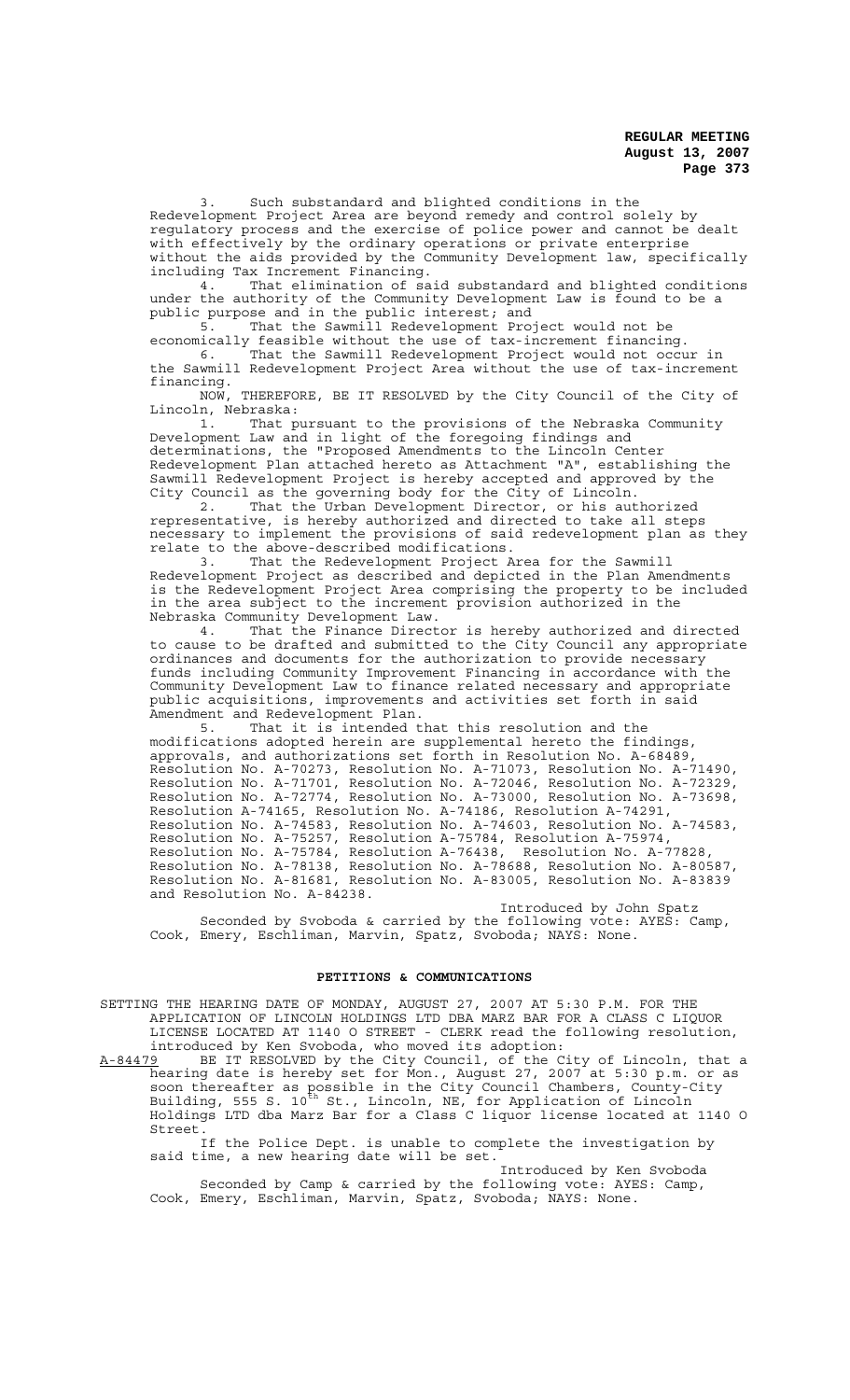3. Such substandard and blighted conditions in the Redevelopment Project Area are beyond remedy and control solely by regulatory process and the exercise of police power and cannot be dealt with effectively by the ordinary operations or private enterprise without the aids provided by the Community Development law, specifically including Tax Increment Financing.

4. That elimination of said substandard and blighted conditions under the authority of the Community Development Law is found to be a public purpose and in the public interest; and

5. That the Sawmill Redevelopment Project would not be economically feasible without the use of tax-increment financing.

6. That the Sawmill Redevelopment Project would not occur in the Sawmill Redevelopment Project Area without the use of tax-increment financing.

NOW, THEREFORE, BE IT RESOLVED by the City Council of the City of Lincoln, Nebraska:

1. That pursuant to the provisions of the Nebraska Community Development Law and in light of the foregoing findings and determinations, the "Proposed Amendments to the Lincoln Center Redevelopment Plan attached hereto as Attachment "A", establishing the Sawmill Redevelopment Project is hereby accepted and approved by the City Council as the governing body for the City of Lincoln.

2. That the Urban Development Director, or his authorized representative, is hereby authorized and directed to take all steps necessary to implement the provisions of said redevelopment plan as they relate to the above-described modifications.

3. That the Redevelopment Project Area for the Sawmill Redevelopment Project as described and depicted in the Plan Amendments is the Redevelopment Project Area comprising the property to be included in the area subject to the increment provision authorized in the Nebraska Community Development Law.

4. That the Finance Director is hereby authorized and directed to cause to be drafted and submitted to the City Council any appropriate ordinances and documents for the authorization to provide necessary funds including Community Improvement Financing in accordance with the Community Development Law to finance related necessary and appropriate public acquisitions, improvements and activities set forth in said Amendment and Redevelopment Plan.

5. That it is intended that this resolution and the modifications adopted herein are supplemental hereto the findings, approvals, and authorizations set forth in Resolution No. A-68489, Resolution No. A-70273, Resolution No. A-71073, Resolution No. A-71490, Resolution No. A-71701, Resolution No. A-72046, Resolution No. A-72329, Resolution No. A-72774, Resolution No. A-73000, Resolution No. A-73698, Resolution A-74165, Resolution No. A-74186, Resolution A-74291, Resolution No. A-74583, Resolution No. A-74603, Resolution No. A-74583, Resolution No. A-75257, Resolution A-75784, Resolution A-75974, Resolution No. A-75784, Resolution A-76438, Resolution No. A-77828, Resolution No. A-78138, Resolution No. A-78688, Resolution No. A-80587, Resolution No. A-81681, Resolution No. A-83005, Resolution No. A-83839 and Resolution No. A-84238.

Introduced by John Spatz

Seconded by Svoboda & carried by the following vote: AYES: Camp, Cook, Emery, Eschliman, Marvin, Spatz, Svoboda; NAYS: None.

## PETITIONS & COMMUNICATIONS

SETTING THE HEARING DATE OF MONDAY, AUGUST 27, 2007 AT 5:30 P.M. FOR THE APPLICATION OF LINCOLN HOLDINGS LTD DBA MARZ BAR FOR A CLASS C LIQUOR LICENSE LOCATED AT 1140 O STREET - CLERK read the following resolution, introduced by Ken Svoboda, who moved its adoption:

A-84479 BE IT RESOLVED by the City Council, of the City of Lincoln, that a hearing date is hereby set for Mon., August 27, 2007 at 5:30 p.m. or as soon thereafter as possible in the City Council Chambers, County-City Building, 555 S. 10th St., Lincoln, NE, for Application of Lincoln Holdings LTD dba Marz Bar for a Class C liquor license located at 1140 O Street.

If the Police Dept. is unable to complete the investigation by said time, a new hearing date will be set.

Introduced by Ken Svoboda

Seconded by Camp & carried by the following vote: AYES: Camp, Cook, Emery, Eschliman, Marvin, Spatz, Svoboda; NAYS: None.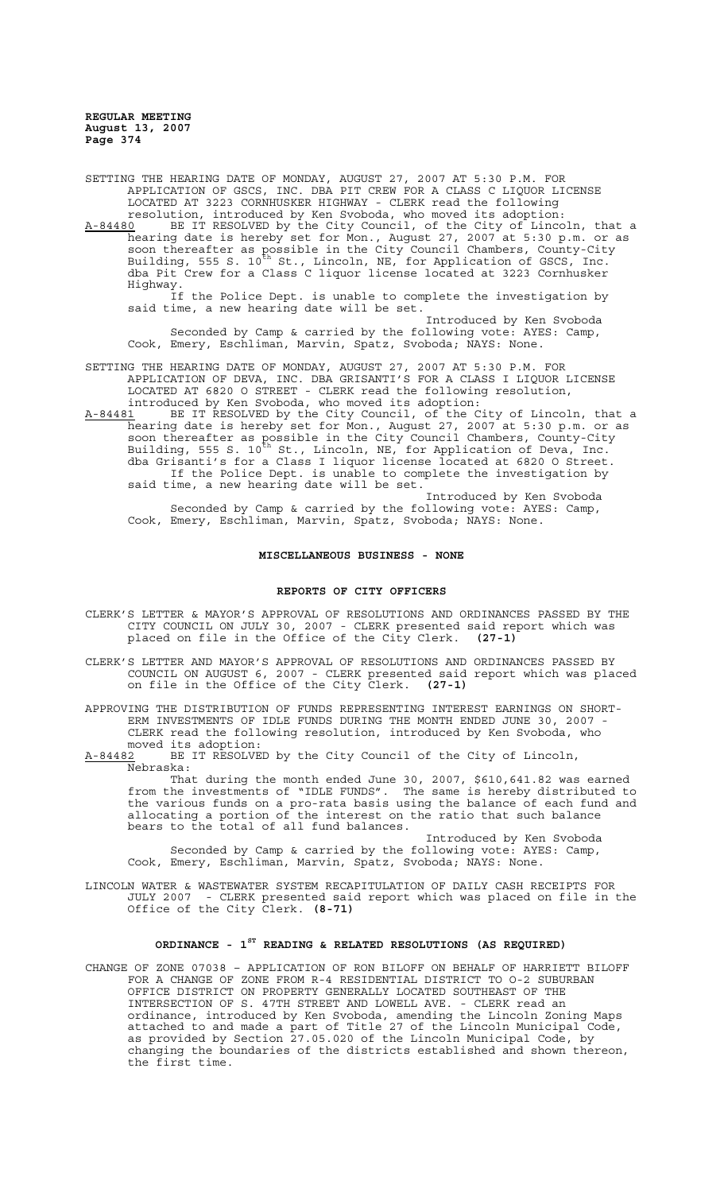SETTING THE HEARING DATE OF MONDAY, AUGUST 27, 2007 AT 5:30 P.M. FOR APPLICATION OF GSCS, INC. DBA PIT CREW FOR A CLASS C LIQUOR LICENSE LOCATED AT 3223 CORNHUSKER HIGHWAY - CLERK read the following resolution, introduced by Ken Svoboda, who moved its adoption:

A-84480 BE IT RESOLVED by the City Council, of the City of Lincoln, that a hearing date is hereby set for Mon., August 27, 2007 at 5:30 p.m. or as soon thereafter as possible in the City Council Chambers, County-City Building, 555 S. 10th St., Lincoln, NE, for Application of GSCS, Inc. dba Pit Crew for a Class C liquor license located at 3223 Cornhusker Highway.

If the Police Dept. is unable to complete the investigation by said time, a new hearing date will be set.

Introduced by Ken Svoboda

Seconded by Camp & carried by the following vote: AYES: Camp, Cook, Emery, Eschliman, Marvin, Spatz, Svoboda; NAYS: None.

SETTING THE HEARING DATE OF MONDAY, AUGUST 27, 2007 AT 5:30 P.M. FOR APPLICATION OF DEVA, INC. DBA GRISANTI'S FOR A CLASS I LIQUOR LICENSE LOCATED AT 6820 O STREET - CLERK read the following resolution, introduced by Ken Svoboda, who moved its adoption:

A-84481 BE IT RESOLVED by the City Council, of the City of Lincoln, that a hearing date is hereby set for Mon., August 27, 2007 at 5:30 p.m. or as soon thereafter as possible in the City Council Chambers, County-City Building, 555 S. 10th St., Lincoln, NE, for Application of Deva, Inc. dba Grisanti's for a Class I liquor license located at 6820 O Street.

If the Police Dept. is unable to complete the investigation by said time, a new hearing date will be set.

Introduced by Ken Svoboda

Seconded by Camp & carried by the following vote: AYES: Camp, Cook, Emery, Eschliman, Marvin, Spatz, Svoboda; NAYS: None.

## MISCELLANEOUS BUSINESS - NONE

## REPORTS OF CITY OFFICERS

CLERK'S LETTER & MAYOR'S APPROVAL OF RESOLUTIONS AND ORDINANCES PASSED BY THE CITY COUNCIL ON JULY 30, 2007 - CLERK presented said report which was placed on file in the Office of the City Clerk. **(27-1)**

CLERK'S LETTER AND MAYOR'S APPROVAL OF RESOLUTIONS AND ORDINANCES PASSED BY COUNCIL ON AUGUST 6, 2007 - CLERK presented said report which was placed on file in the Office of the City Clerk. **(27-1)**

APPROVING THE DISTRIBUTION OF FUNDS REPRESENTING INTEREST EARNINGS ON SHORT-ERM INVESTMENTS OF IDLE FUNDS DURING THE MONTH ENDED JUNE 30, 2007 - CLERK read the following resolution, introduced by Ken Svoboda, who moved its adoption:

A-84482 BE IT RESOLVED by the City Council of the City of Lincoln, Nebraska:

That during the month ended June 30, 2007, $610,641.82 was earned from the investments of "IDLE FUNDS". The same is hereby distributed to the various funds on a pro-rata basis using the balance of each fund and allocating a portion of the interest on the ratio that such balance bears to the total of all fund balances.

Introduced by Ken Svoboda

Seconded by Camp & carried by the following vote: AYES: Camp, Cook, Emery, Eschliman, Marvin, Spatz, Svoboda; NAYS: None.

LINCOLN WATER & WASTEWATER SYSTEM RECAPITULATION OF DAILY CASH RECEIPTS FOR JULY 2007 - CLERK presented said report which was placed on file in the Office of the City Clerk. **(8-71)**

## ORDINANCE - 1ST READING & RELATED RESOLUTIONS (AS REQUIRED)

CHANGE OF ZONE 07038 – APPLICATION OF RON BILOFF ON BEHALF OF HARRIETT BILOFF FOR A CHANGE OF ZONE FROM R-4 RESIDENTIAL DISTRICT TO O-2 SUBURBAN OFFICE DISTRICT ON PROPERTY GENERALLY LOCATED SOUTHEAST OF THE INTERSECTION OF S. 47TH STREET AND LOWELL AVE. - CLERK read an ordinance, introduced by Ken Svoboda, amending the Lincoln Zoning Maps attached to and made a part of Title 27 of the Lincoln Municipal Code, as provided by Section 27.05.020 of the Lincoln Municipal Code, by changing the boundaries of the districts established and shown thereon, the first time.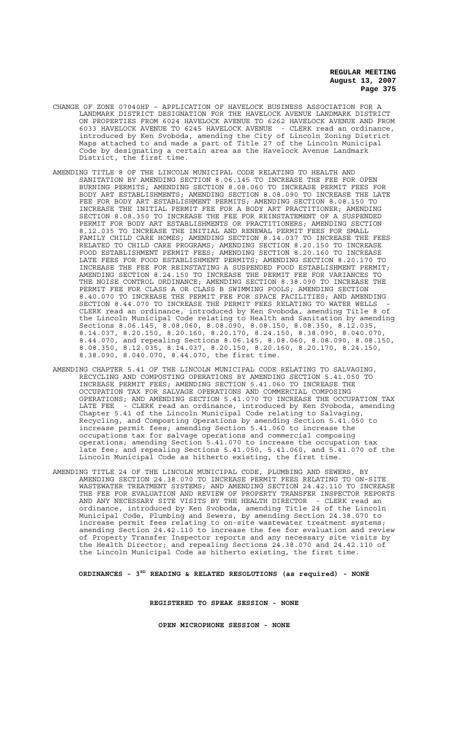CHANGE OF ZONE 07040HP – APPLICATION OF HAVELOCK BUSINESS ASSOCIATION FOR A LANDMARK DISTRICT DESIGNATION FOR THE HAVELOCK AVENUE LANDMARK DISTRICT ON PROPERTIES FROM 6024 HAVELOCK AVENUE TO 6262 HAVELOCK AVENUE AND FROM 6033 HAVELOCK AVENUE TO 6245 HAVELOCK AVENUE - CLERK read an ordinance, introduced by Ken Svoboda, amending the City of Lincoln Zoning District Maps attached to and made a part of Title 27 of the Lincoln Municipal Code by designating a certain area as the Havelock Avenue Landmark District, the first time.

AMENDING TITLE 8 OF THE LINCOLN MUNICIPAL CODE RELATING TO HEALTH AND SANITATION BY AMENDING SECTION 8.06.145 TO INCREASE THE FEE FOR OPEN BURNING PERMITS; AMENDING SECTION 8.08.060 TO INCREASE PERMIT FEES FOR BODY ART ESTABLISHMENTS; AMENDING SECTION 8.08.090 TO INCREASE THE LATE FEE FOR BODY ART ESTABLISHMENT PERMITS; AMENDING SECTION 8.08.150 TO INCREASE THE INITIAL PERMIT FEE FOR A BODY ART PRACTITIONER; AMENDING SECTION 8.08.350 TO INCREASE THE FEE FOR REINSTATEMENT OF A SUSPENDED PERMIT FOR BODY ART ESTABLISHMENTS OR PRACTITIONERS; AMENDING SECTION 8.12.035 TO INCREASE THE INITIAL AND RENEWAL PERMIT FEES FOR SMALL FAMILY CHILD CARE HOMES; AMENDING SECTION 8.14.037 TO INCREASE THE FEES RELATED TO CHILD CARE PROGRAMS; AMENDING SECTION 8.20.150 TO INCREASE FOOD ESTABLISHMENT PERMIT FEES; AMENDING SECTION 8.20.160 TO INCREASE LATE FEES FOR FOOD ESTABLISHMENT PERMITS; AMENDING SECTION 8.20.170 TO INCREASE THE FEE FOR REINSTATING A SUSPENDED FOOD ESTABLISHMENT PERMIT; AMENDING SECTION 8.24.150 TO INCREASE THE PERMIT FEE FOR VARIANCES TO THE NOISE CONTROL ORDINANCE; AMENDING SECTION 8.38.090 TO INCREASE THE PERMIT FEE FOR CLASS A OR CLASS B SWIMMING POOLS; AMENDING SECTION 8.40.070 TO INCREASE THE PERMIT FEE FOR SPACE FACILITIES; AND AMENDING SECTION 8.44.070 TO INCREASE THE PERMIT FEES RELATING TO WATER WELLS - CLERK read an ordinance, introduced by Ken Svoboda, amending Title 8 of the Lincoln Municipal Code relating to Health and Sanitation by amending Sections 8.06.145, 8.08.060, 8.08.090, 8.08.150, 8.08.350, 8.12.035, 8.14.037, 8.20.150, 8.20.160, 8.20.170, 8.24.150, 8.38.090, 8.040.070, 8.44.070, and repealing Sections 8.06.145, 8.08.060, 8.08.090, 8.08.150, 8.08.350, 8.12.035, 8.14.037, 8.20.150, 8.20.160, 8.20.170, 8.24.150, 8.38.090, 8.040.070, 8.44.070, the first time.

AMENDING CHAPTER 5.41 OF THE LINCOLN MUNICIPAL CODE RELATING TO SALVAGING, RECYCLING AND COMPOSTING OPERATIONS BY AMENDING SECTION 5.41.050 TO INCREASE PERMIT FEES; AMENDING SECTION 5.41.060 TO INCREASE THE OCCUPATION TAX FOR SALVAGE OPERATIONS AND COMMERCIAL COMPOSING OPERATIONS; AND AMENDING SECTION 5.41.070 TO INCREASE THE OCCUPATION TAX LATE FEE - CLERK read an ordinance, introduced by Ken Svoboda, amending Chapter 5.41 of the Lincoln Municipal Code relating to Salvaging, Recycling, and Composting Operations by amending Section 5.41.050 to increase permit fees; amending Section 5.41.060 to increase the occupations tax for salvage operations and commercial composing operations; amending Section 5.41.070 to increase the occupation tax late fee; and repealing Sections 5.41.050, 5.41.060, and 5.41.070 of the Lincoln Municipal Code as hitherto existing, the first time.

AMENDING TITLE 24 OF THE LINCOLN MUNICIPAL CODE, PLUMBING AND SEWERS, BY AMENDING SECTION 24.38.070 TO INCREASE PERMIT FEES RELATING TO ON-SITE WASTEWATER TREATMENT SYSTEMS; AND AMENDING SECTION 24.42.110 TO INCREASE THE FEE FOR EVALUATION AND REVIEW OF PROPERTY TRANSFER INSPECTOR REPORTS AND ANY NECESSARY SITE VISITS BY THE HEALTH DIRECTOR - CLERK read an ordinance, introduced by Ken Svoboda, amending Title 24 of the Lincoln Municipal Code, Plumbing and Sewers, by amending Section 24.38.070 to increase permit fees relating to on-site wastewater treatment systems; amending Section 24.42.110 to increase the fee for evaluation and review of Property Transfer Inspector reports and any necessary site visits by the Health Director; and repealing Sections 24.38.070 and 24.42.110 of the Lincoln Municipal Code as hitherto existing, the first time.

**ORDINANCES - 3RD READING & RELATED RESOLUTIONS (as required) - NONE**

**REGISTERED TO SPEAK SESSION - NONE**

**OPEN MICROPHONE SESSION - NONE**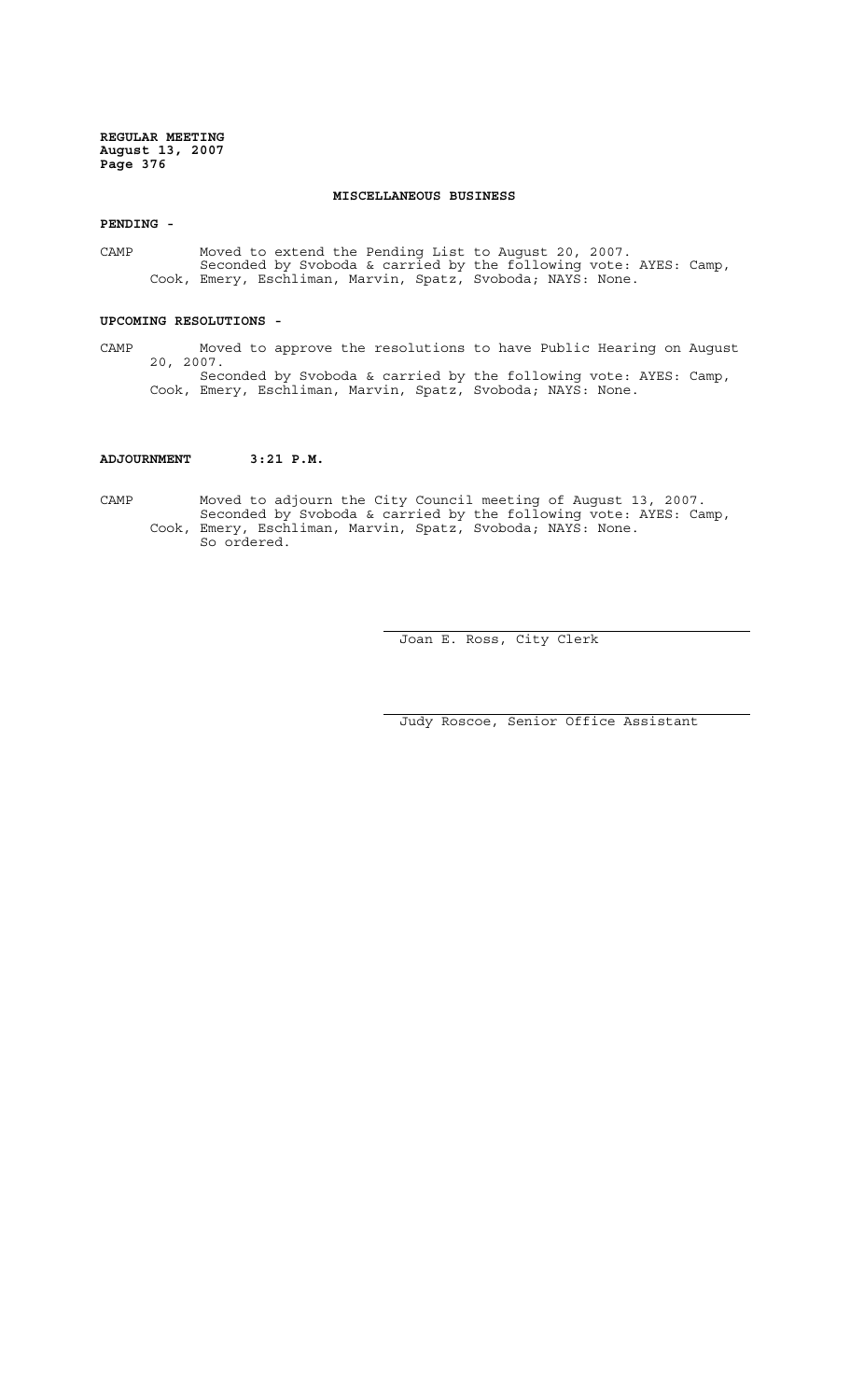## MISCELLANEOUS BUSINESS

**PENDING -**

CAMP Moved to extend the Pending List to August 20, 2007.
Seconded by Svoboda & carried by the following vote: AYES: Camp, Cook, Emery, Eschliman, Marvin, Spatz, Svoboda; NAYS: None.

**UPCOMING RESOLUTIONS -**

CAMP Moved to approve the resolutions to have Public Hearing on August 20, 2007.
Seconded by Svoboda & carried by the following vote: AYES: Camp, Cook, Emery, Eschliman, Marvin, Spatz, Svoboda; NAYS: None.

**ADJOURNMENT 3:21 P.M.**

CAMP Moved to adjourn the City Council meeting of August 13, 2007.
Seconded by Svoboda & carried by the following vote: AYES: Camp, Cook, Emery, Eschliman, Marvin, Spatz, Svoboda; NAYS: None.
So ordered.

Joan E. Ross, City Clerk

Judy Roscoe, Senior Office Assistant